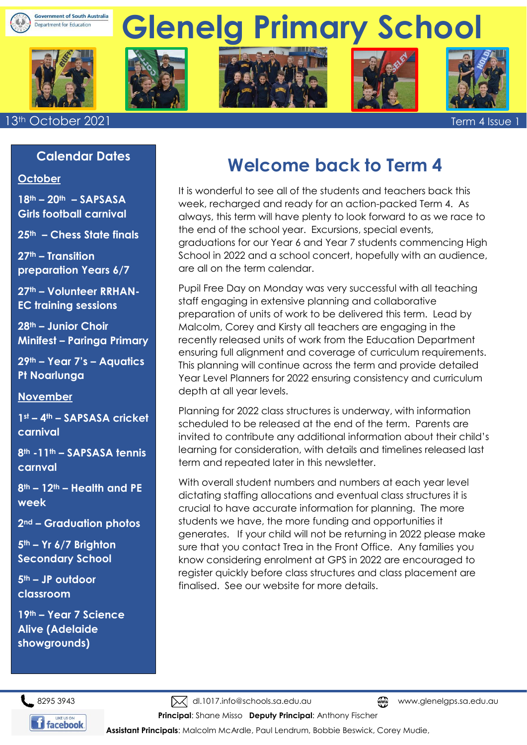Government of South Australia
Department for Education

# Glenelg Primary School

13th October 2021 — Term 4 Issue 1

## Calendar Dates

**October**

**18th – 20th – SAPSASA Girls football carnival**

**25th – Chess State finals**

**27th – Transition preparation Years 6/7**

**27th – Volunteer RRHAN-EC training sessions**

**28th – Junior Choir Minifest – Paringa Primary**

**29th – Year 7's – Aquatics Pt Noarlunga**

**November**

**1st – 4th – SAPSASA cricket carnival**

**8th -11th – SAPSASA tennis carnval**

**8th – 12th – Health and PE week**

**2nd – Graduation photos**

**5th – Yr 6/7 Brighton Secondary School**

**5th – JP outdoor classroom**

**19th – Year 7 Science Alive (Adelaide showgrounds)**

## Welcome back to Term 4

It is wonderful to see all of the students and teachers back this week, recharged and ready for an action-packed Term 4. As always, this term will have plenty to look forward to as we race to the end of the school year. Excursions, special events, graduations for our Year 6 and Year 7 students commencing High School in 2022 and a school concert, hopefully with an audience, are all on the term calendar.

Pupil Free Day on Monday was very successful with all teaching staff engaging in extensive planning and collaborative preparation of units of work to be delivered this term. Lead by Malcolm, Corey and Kirsty all teachers are engaging in the recently released units of work from the Education Department ensuring full alignment and coverage of curriculum requirements. This planning will continue across the term and provide detailed Year Level Planners for 2022 ensuring consistency and curriculum depth at all year levels.

Planning for 2022 class structures is underway, with information scheduled to be released at the end of the term. Parents are invited to contribute any additional information about their child's learning for consideration, with details and timelines released last term and repeated later in this newsletter.

With overall student numbers and numbers at each year level dictating staffing allocations and eventual class structures it is crucial to have accurate information for planning. The more students we have, the more funding and opportunities it generates. If your child will not be returning in 2022 please make sure that you contact Trea in the Front Office. Any families you know considering enrolment at GPS in 2022 are encouraged to register quickly before class structures and class placement are finalised. See our website for more details.

8295 3943 | dl.1017.info@schools.sa.edu.au | www.glenelgps.sa.edu.au

**Principal**: Shane Misso **Deputy Principal**: Anthony Fischer

**Assistant Principals**: Malcolm McArdle, Paul Lendrum, Bobbie Beswick, Corey Mudie,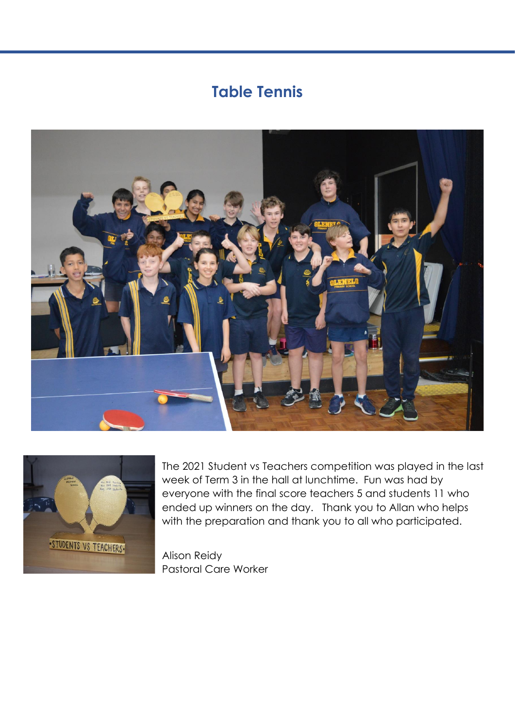## Table Tennis

The 2021 Student vs Teachers competition was played in the last week of Term 3 in the hall at lunchtime. Fun was had by everyone with the final score teachers 5 and students 11 who ended up winners on the day. Thank you to Allan who helps with the preparation and thank you to all who participated.

Alison Reidy
Pastoral Care Worker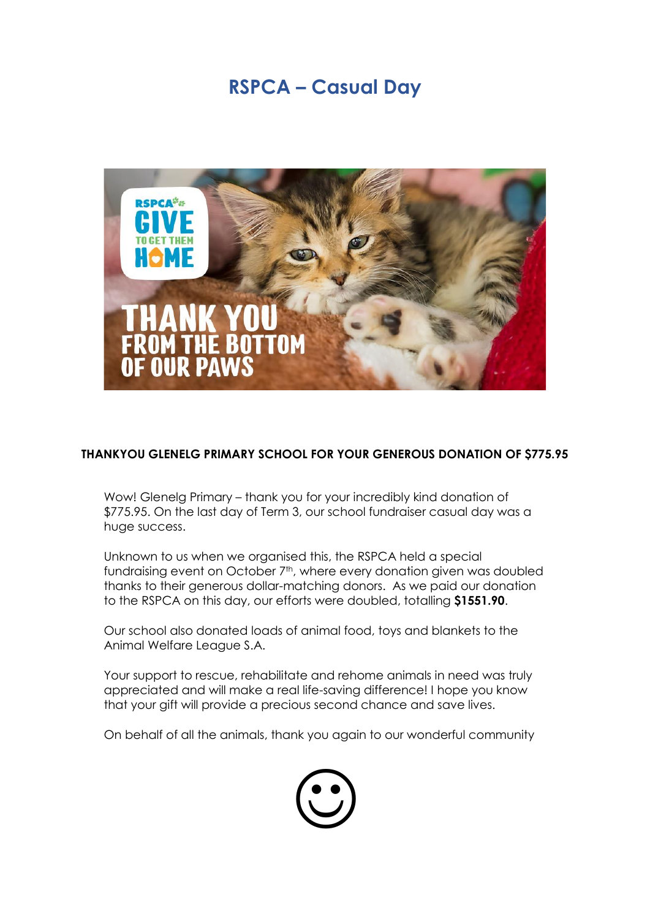# RSPCA – Casual Day

**THANKYOU GLENELG PRIMARY SCHOOL FOR YOUR GENEROUS DONATION OF $775.95**

Wow! Glenelg Primary – thank you for your incredibly kind donation of $775.95. On the last day of Term 3, our school fundraiser casual day was a huge success.

Unknown to us when we organised this, the RSPCA held a special fundraising event on October 7th, where every donation given was doubled thanks to their generous dollar-matching donors. As we paid our donation to the RSPCA on this day, our efforts were doubled, totalling **$1551.90**.

Our school also donated loads of animal food, toys and blankets to the Animal Welfare League S.A.

Your support to rescue, rehabilitate and rehome animals in need was truly appreciated and will make a real life-saving difference! I hope you know that your gift will provide a precious second chance and save lives.

On behalf of all the animals, thank you again to our wonderful community

☺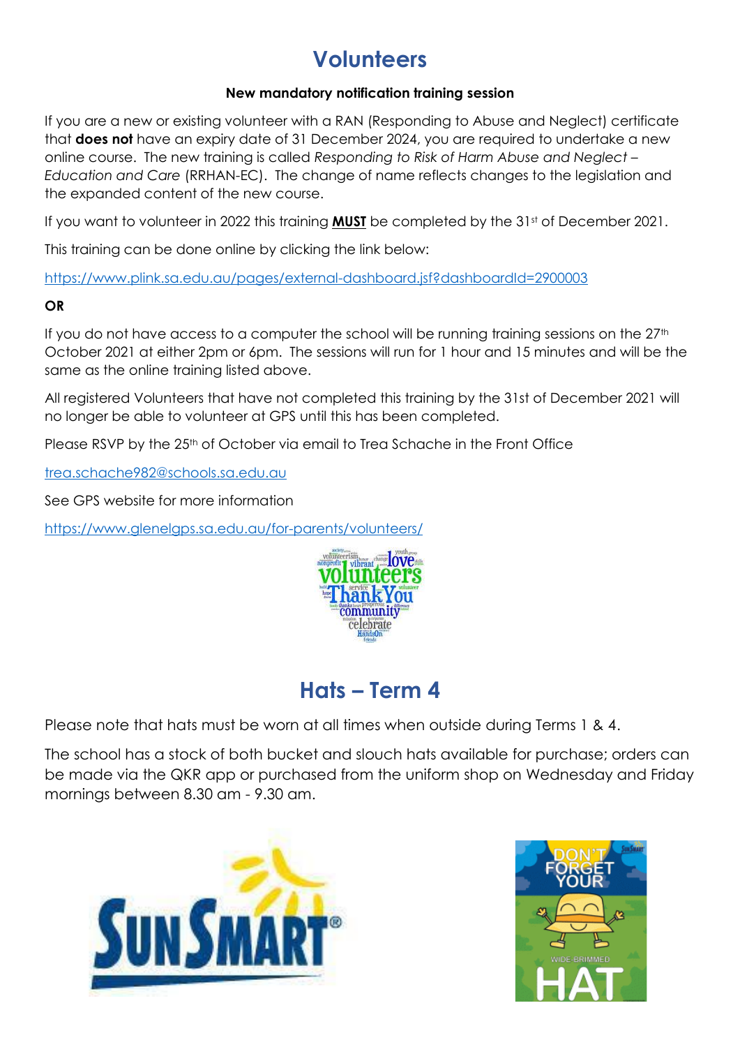# Volunteers

**New mandatory notification training session**

If you are a new or existing volunteer with a RAN (Responding to Abuse and Neglect) certificate that **does not** have an expiry date of 31 December 2024, you are required to undertake a new online course. The new training is called *Responding to Risk of Harm Abuse and Neglect – Education and Care* (RRHAN-EC). The change of name reflects changes to the legislation and the expanded content of the new course.

If you want to volunteer in 2022 this training **MUST** be completed by the 31st of December 2021.

This training can be done online by clicking the link below:

https://www.plink.sa.edu.au/pages/external-dashboard.jsf?dashboardId=2900003

**OR**

If you do not have access to a computer the school will be running training sessions on the 27th October 2021 at either 2pm or 6pm. The sessions will run for 1 hour and 15 minutes and will be the same as the online training listed above.

All registered Volunteers that have not completed this training by the 31st of December 2021 will no longer be able to volunteer at GPS until this has been completed.

Please RSVP by the 25th of October via email to Trea Schache in the Front Office

trea.schache982@schools.sa.edu.au

See GPS website for more information

https://www.glenelgps.sa.edu.au/for-parents/volunteers/

# Hats – Term 4

Please note that hats must be worn at all times when outside during Terms 1 & 4.

The school has a stock of both bucket and slouch hats available for purchase; orders can be made via the QKR app or purchased from the uniform shop on Wednesday and Friday mornings between 8.30 am - 9.30 am.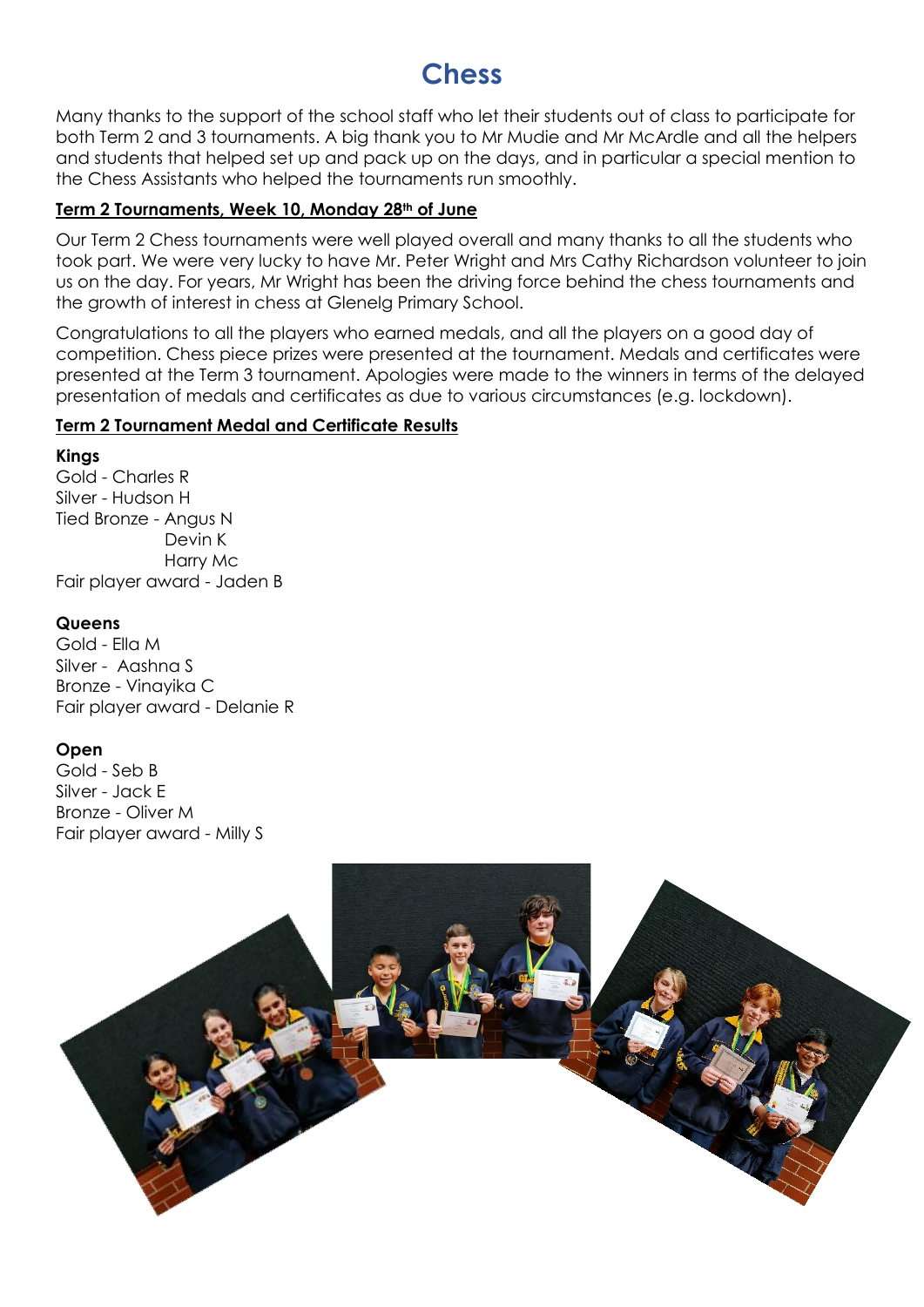# Chess

Many thanks to the support of the school staff who let their students out of class to participate for both Term 2 and 3 tournaments. A big thank you to Mr Mudie and Mr McArdle and all the helpers and students that helped set up and pack up on the days, and in particular a special mention to the Chess Assistants who helped the tournaments run smoothly.

**Term 2 Tournaments, Week 10, Monday 28th of June**

Our Term 2 Chess tournaments were well played overall and many thanks to all the students who took part. We were very lucky to have Mr. Peter Wright and Mrs Cathy Richardson volunteer to join us on the day. For years, Mr Wright has been the driving force behind the chess tournaments and the growth of interest in chess at Glenelg Primary School.

Congratulations to all the players who earned medals, and all the players on a good day of competition. Chess piece prizes were presented at the tournament. Medals and certificates were presented at the Term 3 tournament. Apologies were made to the winners in terms of the delayed presentation of medals and certificates as due to various circumstances (e.g. lockdown).

**Term 2 Tournament Medal and Certificate Results**

**Kings**
Gold - Charles R
Silver - Hudson H
Tied Bronze - Angus N
Devin K
Harry Mc
Fair player award - Jaden B

**Queens**
Gold - Ella M
Silver - Aashna S
Bronze - Vinayika C
Fair player award - Delanie R

**Open**
Gold - Seb B
Silver - Jack E
Bronze - Oliver M
Fair player award - Milly S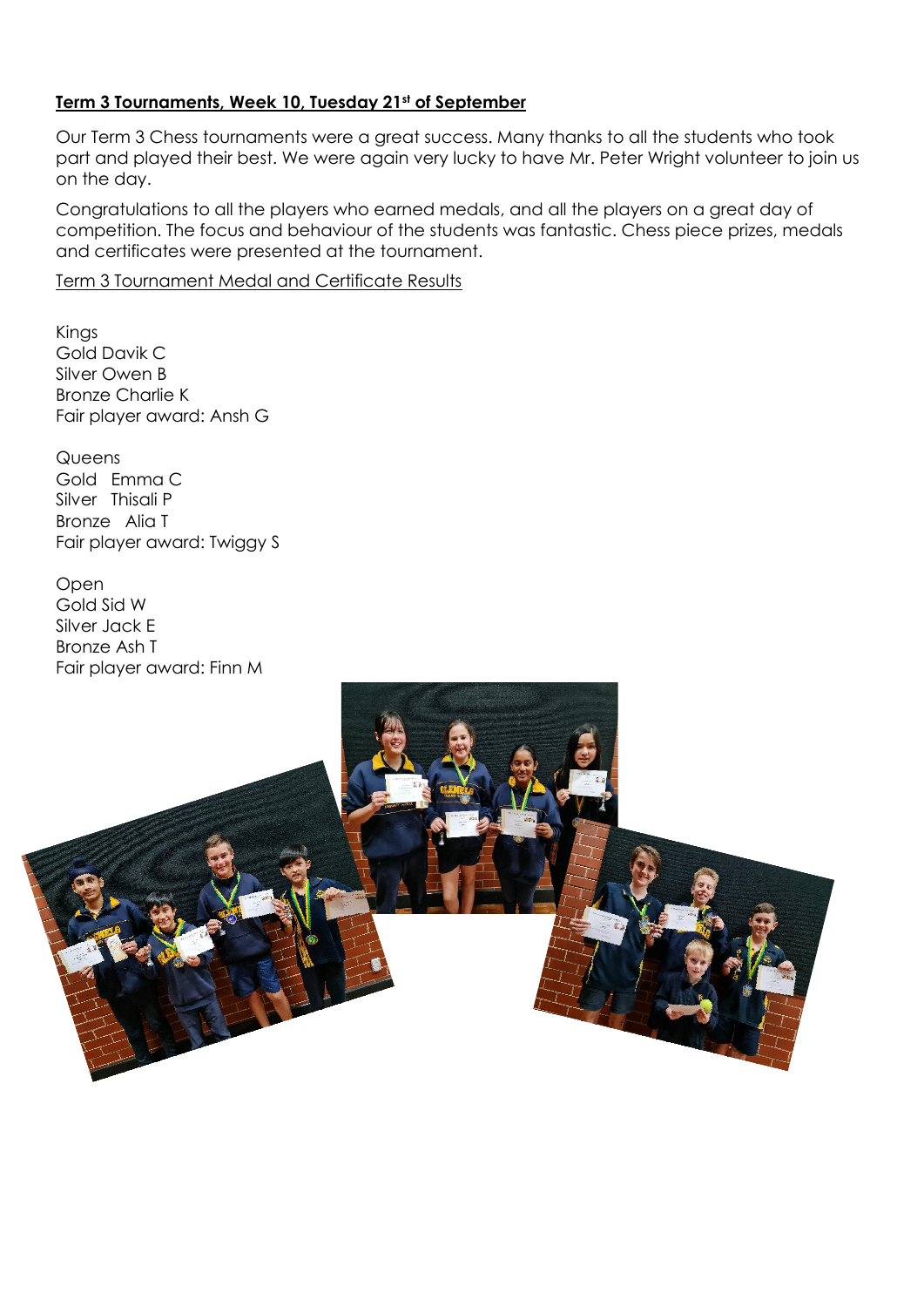**Term 3 Tournaments, Week 10, Tuesday 21st of September**

Our Term 3 Chess tournaments were a great success. Many thanks to all the students who took part and played their best. We were again very lucky to have Mr. Peter Wright volunteer to join us on the day.

Congratulations to all the players who earned medals, and all the players on a great day of competition. The focus and behaviour of the students was fantastic. Chess piece prizes, medals and certificates were presented at the tournament.

Term 3 Tournament Medal and Certificate Results

Kings
Gold Davik C
Silver Owen B
Bronze Charlie K
Fair player award: Ansh G

Queens
Gold Emma C
Silver Thisali P
Bronze Alia T
Fair player award: Twiggy S

Open
Gold Sid W
Silver Jack E
Bronze Ash T
Fair player award: Finn M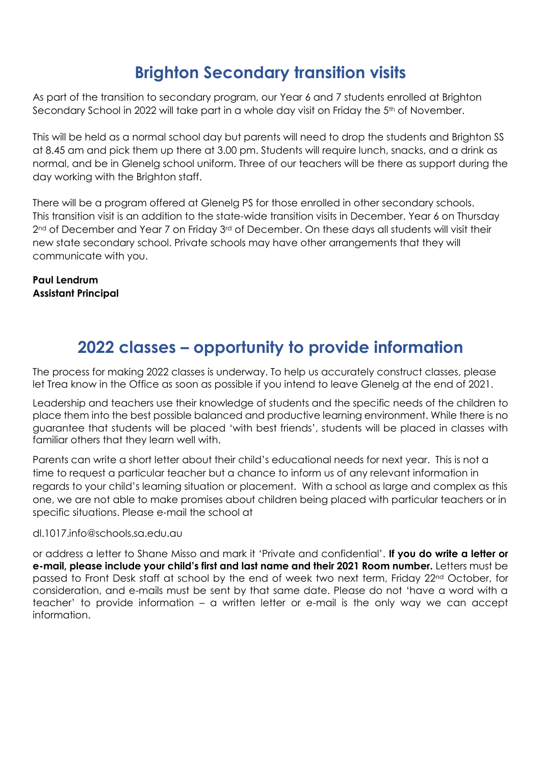# Brighton Secondary transition visits

As part of the transition to secondary program, our Year 6 and 7 students enrolled at Brighton Secondary School in 2022 will take part in a whole day visit on Friday the 5th of November.

This will be held as a normal school day but parents will need to drop the students and Brighton SS at 8.45 am and pick them up there at 3.00 pm. Students will require lunch, snacks, and a drink as normal, and be in Glenelg school uniform. Three of our teachers will be there as support during the day working with the Brighton staff.

There will be a program offered at Glenelg PS for those enrolled in other secondary schools. This transition visit is an addition to the state-wide transition visits in December. Year 6 on Thursday 2nd of December and Year 7 on Friday 3rd of December. On these days all students will visit their new state secondary school. Private schools may have other arrangements that they will communicate with you.

**Paul Lendrum**
**Assistant Principal**

# 2022 classes – opportunity to provide information

The process for making 2022 classes is underway. To help us accurately construct classes, please let Trea know in the Office as soon as possible if you intend to leave Glenelg at the end of 2021.

Leadership and teachers use their knowledge of students and the specific needs of the children to place them into the best possible balanced and productive learning environment. While there is no guarantee that students will be placed 'with best friends', students will be placed in classes with familiar others that they learn well with.

Parents can write a short letter about their child's educational needs for next year. This is not a time to request a particular teacher but a chance to inform us of any relevant information in regards to your child's learning situation or placement. With a school as large and complex as this one, we are not able to make promises about children being placed with particular teachers or in specific situations. Please e-mail the school at

dl.1017.info@schools.sa.edu.au

or address a letter to Shane Misso and mark it 'Private and confidential'. **If you do write a letter or e-mail, please include your child's first and last name and their 2021 Room number.** Letters must be passed to Front Desk staff at school by the end of week two next term, Friday 22nd October, for consideration, and e-mails must be sent by that same date. Please do not 'have a word with a teacher' to provide information – a written letter or e-mail is the only way we can accept information.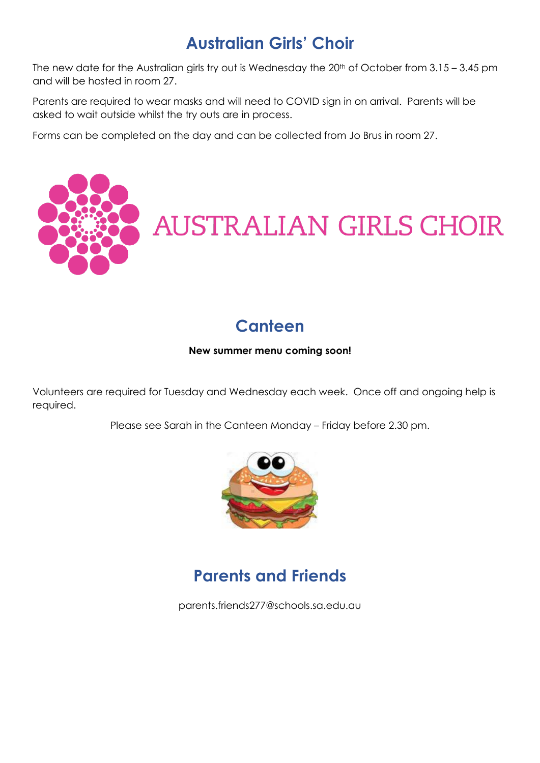## Australian Girls' Choir

The new date for the Australian girls try out is Wednesday the 20th of October from 3.15 – 3.45 pm and will be hosted in room 27.

Parents are required to wear masks and will need to COVID sign in on arrival. Parents will be asked to wait outside whilst the try outs are in process.

Forms can be completed on the day and can be collected from Jo Brus in room 27.

AUSTRALIAN GIRLS CHOIR

## Canteen

**New summer menu coming soon!**

Volunteers are required for Tuesday and Wednesday each week. Once off and ongoing help is required.

Please see Sarah in the Canteen Monday – Friday before 2.30 pm.

## Parents and Friends

parents.friends277@schools.sa.edu.au